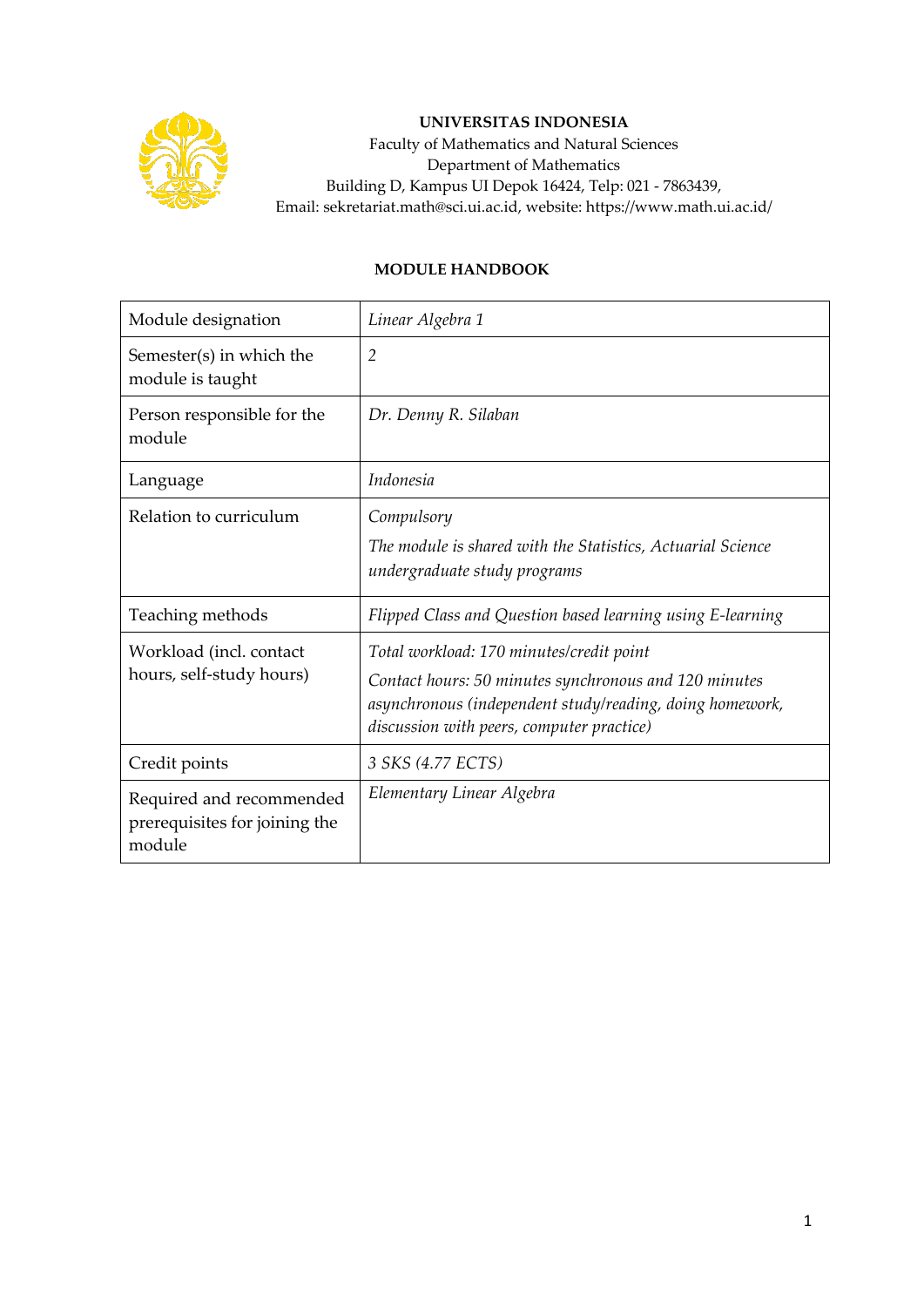**UNIVERSITAS INDONESIA**
Faculty of Mathematics and Natural Sciences
Department of Mathematics
Building D, Kampus UI Depok 16424, Telp: 021 - 7863439,
Email: sekretariat.math@sci.ui.ac.id, website: https://www.math.ui.ac.id/

**MODULE HANDBOOK**

| | |
|---|---|
| Module designation | *Linear Algebra 1* |
| Semester(s) in which the module is taught | *2* |
| Person responsible for the module | *Dr. Denny R. Silaban* |
| Language | *Indonesia* |
| Relation to curriculum | *Compulsory*<br>*The module is shared with the Statistics, Actuarial Science undergraduate study programs* |
| Teaching methods | *Flipped Class and Question based learning using E-learning* |
| Workload (incl. contact hours, self-study hours) | *Total workload: 170 minutes/credit point*<br>*Contact hours: 50 minutes synchronous and 120 minutes asynchronous (independent study/reading, doing homework, discussion with peers, computer practice)* |
| Credit points | *3 SKS (4.77 ECTS)* |
| Required and recommended prerequisites for joining the module | *Elementary Linear Algebra* |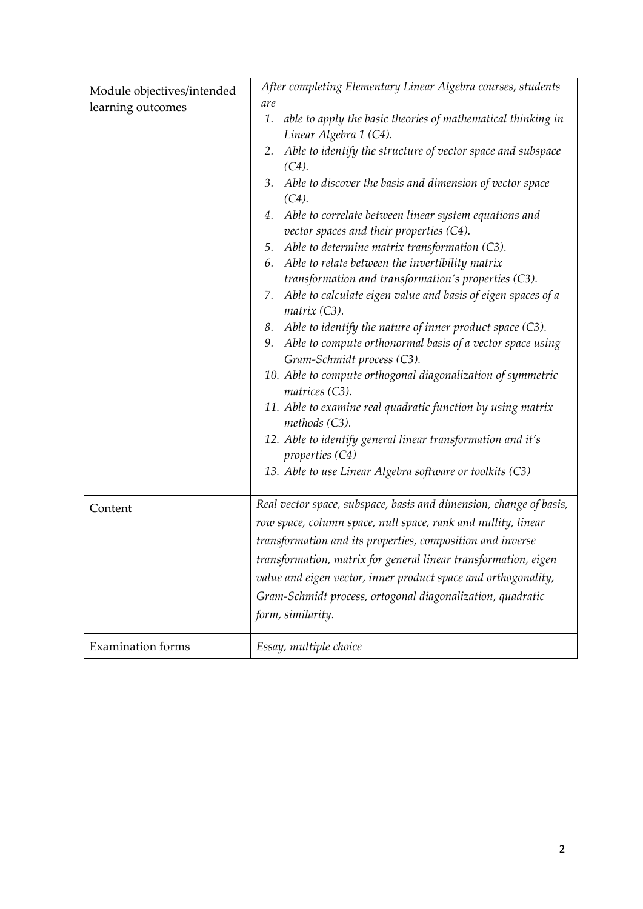| | |
|---|---|
| Module objectives/intended learning outcomes | *After completing Elementary Linear Algebra courses, students are*<br>1. *able to apply the basic theories of mathematical thinking in Linear Algebra 1 (C4).*<br>2. *Able to identify the structure of vector space and subspace (C4).*<br>3. *Able to discover the basis and dimension of vector space (C4).*<br>4. *Able to correlate between linear system equations and vector spaces and their properties (C4).*<br>5. *Able to determine matrix transformation (C3).*<br>6. *Able to relate between the invertibility matrix transformation and transformation's properties (C3).*<br>7. *Able to calculate eigen value and basis of eigen spaces of a matrix (C3).*<br>8. *Able to identify the nature of inner product space (C3).*<br>9. *Able to compute orthonormal basis of a vector space using Gram-Schmidt process (C3).*<br>10. *Able to compute orthogonal diagonalization of symmetric matrices (C3).*<br>11. *Able to examine real quadratic function by using matrix methods (C3).*<br>12. *Able to identify general linear transformation and it's properties (C4)*<br>13. *Able to use Linear Algebra software or toolkits (C3)* |
| Content | *Real vector space, subspace, basis and dimension, change of basis, row space, column space, null space, rank and nullity, linear transformation and its properties, composition and inverse transformation, matrix for general linear transformation, eigen value and eigen vector, inner product space and orthogonality, Gram-Schmidt process, ortogonal diagonalization, quadratic form, similarity.* |
| Examination forms | *Essay, multiple choice* |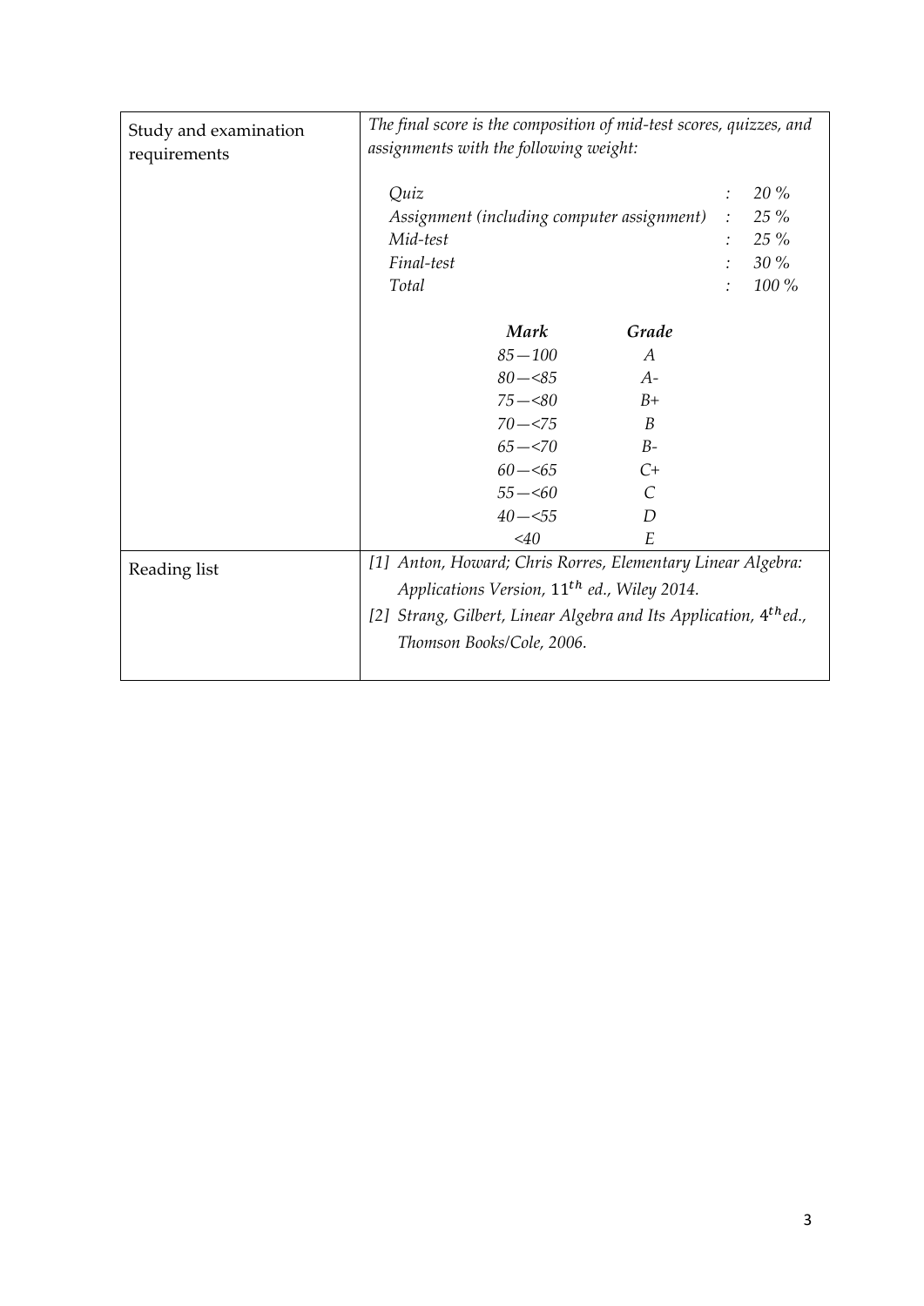| | |
|---|---|
| Study and examination requirements | *The final score is the composition of mid-test scores, quizzes, and assignments with the following weight:*<br><br>*Quiz : 20 %*<br>*Assignment (including computer assignment) : 25 %*<br>*Mid-test : 25 %*<br>*Final-test : 30 %*<br>*Total : 100 %*<br><br>**Mark** — **Grade**<br>*85—100* — *A*<br>*80—<85* — *A-*<br>*75—<80* — *B+*<br>*70—<75* — *B*<br>*65—<70* — *B-*<br>*60—<65* — *C+*<br>*55—<60* — *C*<br>*40—<55* — *D*<br>*<40* — *E* |
| Reading list | *[1] Anton, Howard; Chris Rorres, Elementary Linear Algebra: Applications Version, 11$^{th}$ ed., Wiley 2014.*<br>*[2] Strang, Gilbert, Linear Algebra and Its Application, 4$^{th}$ed., Thomson Books/Cole, 2006.* |